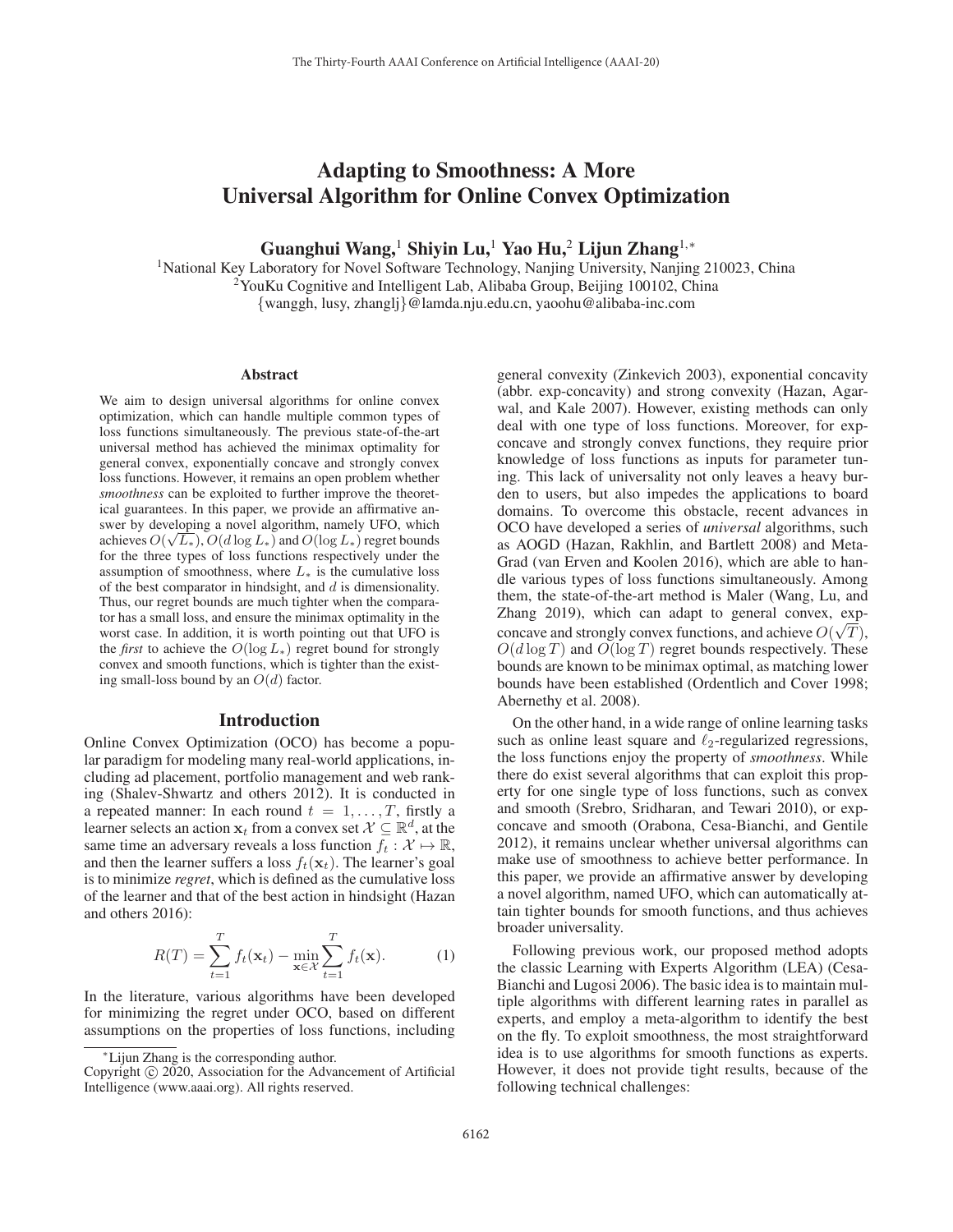# Adapting to Smoothness: A More Universal Algorithm for Online Convex Optimization

**Guanghui Wang,[1] Shiyin Lu,[1] Yao Hu,[2] Lijun Zhang[1,*]**

[1]National Key Laboratory for Novel Software Technology, Nanjing University, Nanjing 210023, China
[2]YouKu Cognitive and Intelligent Lab, Alibaba Group, Beijing 100102, China
{wanggh, lusy, zhanglj}@lamda.nju.edu.cn, yaoohu@alibaba-inc.com

## Abstract

We aim to design universal algorithms for online convex optimization, which can handle multiple common types of loss functions simultaneously. The previous state-of-the-art universal method has achieved the minimax optimality for general convex, exponentially concave and strongly convex loss functions. However, it remains an open problem whether *smoothness* can be exploited to further improve the theoretical guarantees. In this paper, we provide an affirmative answer by developing a novel algorithm, namely UFO, which achieves $O(\sqrt{L_*})$, $O(d \log L_*)$ and $O(\log L_*)$ regret bounds for the three types of loss functions respectively under the assumption of smoothness, where $L_*$ is the cumulative loss of the best comparator in hindsight, and $d$ is dimensionality. Thus, our regret bounds are much tighter when the comparator has a small loss, and ensure the minimax optimality in the worst case. In addition, it is worth pointing out that UFO is the *first* to achieve the $O(\log L_*)$ regret bound for strongly convex and smooth functions, which is tighter than the existing small-loss bound by an $O(d)$ factor.

## Introduction

Online Convex Optimization (OCO) has become a popular paradigm for modeling many real-world applications, including ad placement, portfolio management and web ranking (Shalev-Shwartz and others 2012). It is conducted in a repeated manner: In each round $t = 1, \ldots, T$, firstly a learner selects an action $\mathbf{x}_t$ from a convex set $\mathcal{X} \subseteq \mathbb{R}^d$, at the same time an adversary reveals a loss function $f_t : \mathcal{X} \mapsto \mathbb{R}$, and then the learner suffers a loss $f_t(\mathbf{x}_t)$. The learner's goal is to minimize *regret*, which is defined as the cumulative loss of the learner and that of the best action in hindsight (Hazan and others 2016):

$$R(T) = \sum_{t=1}^{T} f_t(\mathbf{x}_t) - \min_{\mathbf{x} \in \mathcal{X}} \sum_{t=1}^{T} f_t(\mathbf{x}). \tag{1}$$

In the literature, various algorithms have been developed for minimizing the regret under OCO, based on different assumptions on the properties of loss functions, including general convexity (Zinkevich 2003), exponential concavity (abbr. exp-concavity) and strong convexity (Hazan, Agarwal, and Kale 2007). However, existing methods can only deal with one type of loss functions. Moreover, for exp-concave and strongly convex functions, they require prior knowledge of loss functions as inputs for parameter tuning. This lack of universality not only leaves a heavy burden to users, but also impedes the applications to board domains. To overcome this obstacle, recent advances in OCO have developed a series of *universal* algorithms, such as AOGD (Hazan, Rakhlin, and Bartlett 2008) and MetaGrad (van Erven and Koolen 2016), which are able to handle various types of loss functions simultaneously. Among them, the state-of-the-art method is Maler (Wang, Lu, and Zhang 2019), which can adapt to general convex, exp-concave and strongly convex functions, and achieve $O(\sqrt{T})$, $O(d \log T)$ and $O(\log T)$ regret bounds respectively. These bounds are known to be minimax optimal, as matching lower bounds have been established (Ordentlich and Cover 1998; Abernethy et al. 2008).

On the other hand, in a wide range of online learning tasks such as online least square and $\ell_2$-regularized regressions, the loss functions enjoy the property of *smoothness*. While there do exist several algorithms that can exploit this property for one single type of loss functions, such as convex and smooth (Srebro, Sridharan, and Tewari 2010), or exp-concave and smooth (Orabona, Cesa-Bianchi, and Gentile 2012), it remains unclear whether universal algorithms can make use of smoothness to achieve better performance. In this paper, we provide an affirmative answer by developing a novel algorithm, named UFO, which can automatically attain tighter bounds for smooth functions, and thus achieves broader universality.

Following previous work, our proposed method adopts the classic Learning with Experts Algorithm (LEA) (Cesa-Bianchi and Lugosi 2006). The basic idea is to maintain multiple algorithms with different learning rates in parallel as experts, and employ a meta-algorithm to identify the best on the fly. To exploit smoothness, the most straightforward idea is to use algorithms for smooth functions as experts. However, it does not provide tight results, because of the following technical challenges:

---

*Lijun Zhang is the corresponding author.
Copyright © 2020, Association for the Advancement of Artificial Intelligence (www.aaai.org). All rights reserved.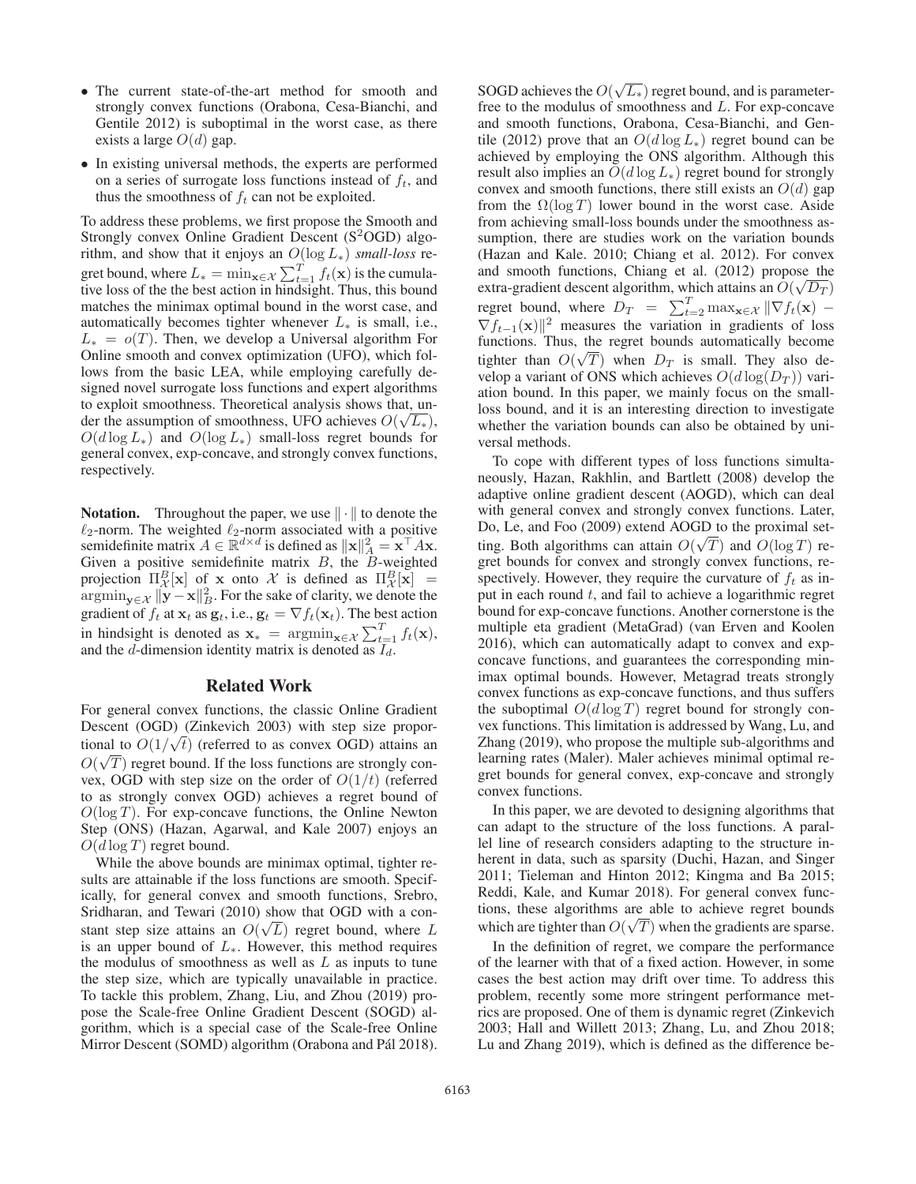- The current state-of-the-art method for smooth and strongly convex functions (Orabona, Cesa-Bianchi, and Gentile 2012) is suboptimal in the worst case, as there exists a large $O(d)$ gap.
- In existing universal methods, the experts are performed on a series of surrogate loss functions instead of $f_t$, and thus the smoothness of $f_t$ can not be exploited.

To address these problems, we first propose the Smooth and Strongly convex Online Gradient Descent ($\text{S}^2$OGD) algorithm, and show that it enjoys an $O(\log L_*)$ *small-loss* regret bound, where $L_* = \min_{\mathbf{x}\in\mathcal{X}} \sum_{t=1}^T f_t(\mathbf{x})$ is the cumulative loss of the the best action in hindsight. Thus, this bound matches the minimax optimal bound in the worst case, and automatically becomes tighter whenever $L_*$ is small, i.e., $L_* = o(T)$. Then, we develop a Universal algorithm For Online smooth and convex optimization (UFO), which follows from the basic LEA, while employing carefully designed novel surrogate loss functions and expert algorithms to exploit smoothness. Theoretical analysis shows that, under the assumption of smoothness, UFO achieves $O(\sqrt{L_*})$, $O(d \log L_*)$ and $O(\log L_*)$ small-loss regret bounds for general convex, exp-concave, and strongly convex functions, respectively.

**Notation.** Throughout the paper, we use $\|\cdot\|$ to denote the $\ell_2$-norm. The weighted $\ell_2$-norm associated with a positive semidefinite matrix $A \in \mathbb{R}^{d\times d}$ is defined as $\|\mathbf{x}\|_A^2 = \mathbf{x}^\top A\mathbf{x}$. Given a positive semidefinite matrix $B$, the $B$-weighted projection $\Pi_{\mathcal{X}}^B[\mathbf{x}]$ of $\mathbf{x}$ onto $\mathcal{X}$ is defined as $\Pi_{\mathcal{X}}^B[\mathbf{x}] = \operatorname{argmin}_{\mathbf{y}\in\mathcal{X}} \|\mathbf{y}-\mathbf{x}\|_B^2$. For the sake of clarity, we denote the gradient of $f_t$ at $\mathbf{x}_t$ as $\mathbf{g}_t$, i.e., $\mathbf{g}_t = \nabla f_t(\mathbf{x}_t)$. The best action in hindsight is denoted as $\mathbf{x}_* = \operatorname{argmin}_{\mathbf{x}\in\mathcal{X}} \sum_{t=1}^T f_t(\mathbf{x})$, and the $d$-dimension identity matrix is denoted as $I_d$.

## Related Work

For general convex functions, the classic Online Gradient Descent (OGD) (Zinkevich 2003) with step size proportional to $O(1/\sqrt{t})$ (referred to as convex OGD) attains an $O(\sqrt{T})$ regret bound. If the loss functions are strongly convex, OGD with step size on the order of $O(1/t)$ (referred to as strongly convex OGD) achieves a regret bound of $O(\log T)$. For exp-concave functions, the Online Newton Step (ONS) (Hazan, Agarwal, and Kale 2007) enjoys an $O(d \log T)$ regret bound.

While the above bounds are minimax optimal, tighter results are attainable if the loss functions are smooth. Specifically, for general convex and smooth functions, Srebro, Sridharan, and Tewari (2010) show that OGD with a constant step size attains an $O(\sqrt{L})$ regret bound, where $L$ is an upper bound of $L_*$. However, this method requires the modulus of smoothness as well as $L$ as inputs to tune the step size, which are typically unavailable in practice. To tackle this problem, Zhang, Liu, and Zhou (2019) propose the Scale-free Online Gradient Descent (SOGD) algorithm, which is a special case of the Scale-free Online Mirror Descent (SOMD) algorithm (Orabona and Pál 2018). SOGD achieves the $O(\sqrt{L_*})$ regret bound, and is parameter-free to the modulus of smoothness and $L$. For exp-concave and smooth functions, Orabona, Cesa-Bianchi, and Gentile (2012) prove that an $O(d \log L_*)$ regret bound can be achieved by employing the ONS algorithm. Although this result also implies an $O(d \log L_*)$ regret bound for strongly convex and smooth functions, there still exists an $O(d)$ gap from the $\Omega(\log T)$ lower bound in the worst case. Aside from achieving small-loss bounds under the smoothness assumption, there are studies work on the variation bounds (Hazan and Kale. 2010; Chiang et al. 2012). For convex and smooth functions, Chiang et al. (2012) propose the extra-gradient descent algorithm, which attains an $O(\sqrt{D_T})$ regret bound, where $D_T = \sum_{t=2}^T \max_{\mathbf{x}\in\mathcal{X}} \|\nabla f_t(\mathbf{x}) - \nabla f_{t-1}(\mathbf{x})\|^2$ measures the variation in gradients of loss functions. Thus, the regret bounds automatically become tighter than $O(\sqrt{T})$ when $D_T$ is small. They also develop a variant of ONS which achieves $O(d \log(D_T))$ variation bound. In this paper, we mainly focus on the small-loss bound, and it is an interesting direction to investigate whether the variation bounds can also be obtained by universal methods.

To cope with different types of loss functions simultaneously, Hazan, Rakhlin, and Bartlett (2008) develop the adaptive online gradient descent (AOGD), which can deal with general convex and strongly convex functions. Later, Do, Le, and Foo (2009) extend AOGD to the proximal setting. Both algorithms can attain $O(\sqrt{T})$ and $O(\log T)$ regret bounds for convex and strongly convex functions, respectively. However, they require the curvature of $f_t$ as input in each round $t$, and fail to achieve a logarithmic regret bound for exp-concave functions. Another cornerstone is the multiple eta gradient (MetaGrad) (van Erven and Koolen 2016), which can automatically adapt to convex and exp-concave functions, and guarantees the corresponding minimax optimal bounds. However, Metagrad treats strongly convex functions as exp-concave functions, and thus suffers the suboptimal $O(d \log T)$ regret bound for strongly convex functions. This limitation is addressed by Wang, Lu, and Zhang (2019), who propose the multiple sub-algorithms and learning rates (Maler). Maler achieves minimal optimal regret bounds for general convex, exp-concave and strongly convex functions.

In this paper, we are devoted to designing algorithms that can adapt to the structure of the loss functions. A parallel line of research considers adapting to the structure inherent in data, such as sparsity (Duchi, Hazan, and Singer 2011; Tieleman and Hinton 2012; Kingma and Ba 2015; Reddi, Kale, and Kumar 2018). For general convex functions, these algorithms are able to achieve regret bounds which are tighter than $O(\sqrt{T})$ when the gradients are sparse.

In the definition of regret, we compare the performance of the learner with that of a fixed action. However, in some cases the best action may drift over time. To address this problem, recently some more stringent performance metrics are proposed. One of them is dynamic regret (Zinkevich 2003; Hall and Willett 2013; Zhang, Lu, and Zhou 2018; Lu and Zhang 2019), which is defined as the difference be-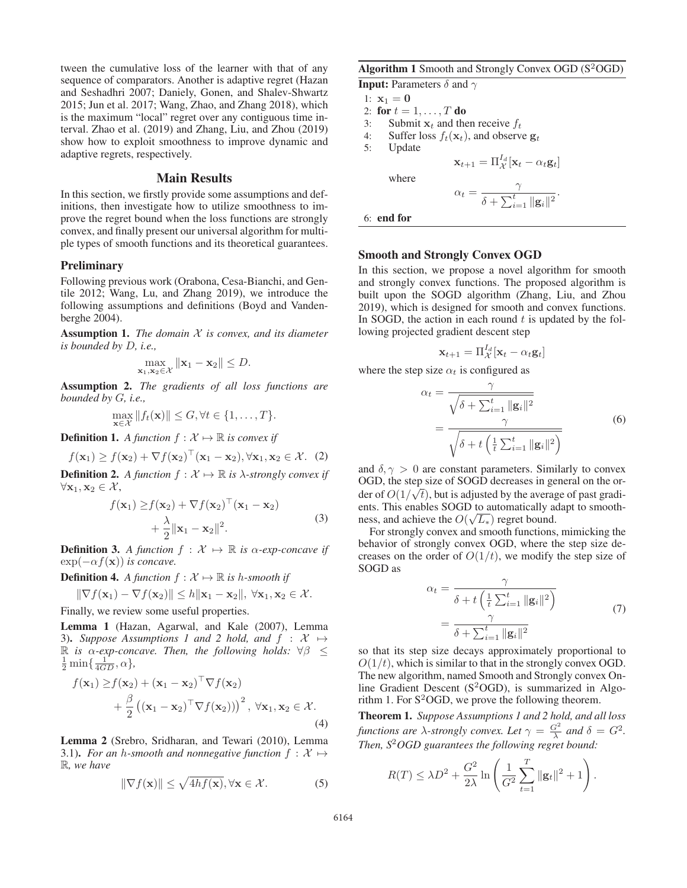tween the cumulative loss of the learner with that of any sequence of comparators. Another is adaptive regret (Hazan and Seshadhri 2007; Daniely, Gonen, and Shalev-Shwartz 2015; Jun et al. 2017; Wang, Zhao, and Zhang 2018), which is the maximum "local" regret over any contiguous time interval. Zhao et al. (2019) and Zhang, Liu, and Zhou (2019) show how to exploit smoothness to improve dynamic and adaptive regrets, respectively.

## Main Results

In this section, we firstly provide some assumptions and definitions, then investigate how to utilize smoothness to improve the regret bound when the loss functions are strongly convex, and finally present our universal algorithm for multiple types of smooth functions and its theoretical guarantees.

### Preliminary

Following previous work (Orabona, Cesa-Bianchi, and Gentile 2012; Wang, Lu, and Zhang 2019), we introduce the following assumptions and definitions (Boyd and Vandenberghe 2004).

**Assumption 1.** *The domain $\mathcal{X}$ is convex, and its diameter is bounded by $D$, i.e.,*

$$\max_{\mathbf{x}_1,\mathbf{x}_2\in\mathcal{X}} \|\mathbf{x}_1 - \mathbf{x}_2\| \leq D.$$

**Assumption 2.** *The gradients of all loss functions are bounded by $G$, i.e.,*

$$\max_{\mathbf{x}\in\mathcal{X}} \|f_t(\mathbf{x})\| \leq G, \forall t \in \{1,\ldots,T\}.$$

**Definition 1.** *A function $f : \mathcal{X} \mapsto \mathbb{R}$ is convex if*

$$f(\mathbf{x}_1) \geq f(\mathbf{x}_2) + \nabla f(\mathbf{x}_2)^\top(\mathbf{x}_1 - \mathbf{x}_2), \forall \mathbf{x}_1, \mathbf{x}_2 \in \mathcal{X}. \quad (2)$$

**Definition 2.** *A function $f : \mathcal{X} \mapsto \mathbb{R}$ is $\lambda$-strongly convex if $\forall \mathbf{x}_1, \mathbf{x}_2 \in \mathcal{X}$,*

$$\begin{aligned} f(\mathbf{x}_1) \geq& f(\mathbf{x}_2) + \nabla f(\mathbf{x}_2)^\top(\mathbf{x}_1 - \mathbf{x}_2) \\ &+ \frac{\lambda}{2}\|\mathbf{x}_1 - \mathbf{x}_2\|^2. \end{aligned} \quad (3)$$

**Definition 3.** *A function $f : \mathcal{X} \mapsto \mathbb{R}$ is $\alpha$-exp-concave if $\exp(-\alpha f(\mathbf{x}))$ is concave.*

**Definition 4.** *A function $f : \mathcal{X} \mapsto \mathbb{R}$ is $h$-smooth if*

$$\|\nabla f(\mathbf{x}_1) - \nabla f(\mathbf{x}_2)\| \leq h\|\mathbf{x}_1 - \mathbf{x}_2\|, \ \forall \mathbf{x}_1, \mathbf{x}_2 \in \mathcal{X}.$$

Finally, we review some useful properties.

**Lemma 1** (Hazan, Agarwal, and Kale (2007), Lemma 3)**.** *Suppose Assumptions 1 and 2 hold, and $f : \mathcal{X} \mapsto \mathbb{R}$ is $\alpha$-exp-concave. Then, the following holds: $\forall \beta \leq \frac{1}{2}\min\{\frac{1}{4GD}, \alpha\}$,*

$$\begin{aligned} f(\mathbf{x}_1) \geq& f(\mathbf{x}_2) + (\mathbf{x}_1 - \mathbf{x}_2)^\top \nabla f(\mathbf{x}_2) \\ &+ \frac{\beta}{2}\left((\mathbf{x}_1 - \mathbf{x}_2)^\top \nabla f(\mathbf{x}_2)\right)^2, \ \forall \mathbf{x}_1, \mathbf{x}_2 \in \mathcal{X}. \end{aligned} \quad (4)$$

**Lemma 2** (Srebro, Sridharan, and Tewari (2010), Lemma 3.1)**.** *For an $h$-smooth and nonnegative function $f : \mathcal{X} \mapsto \mathbb{R}$, we have*

$$\|\nabla f(\mathbf{x})\| \leq \sqrt{4hf(\mathbf{x})}, \forall \mathbf{x} \in \mathcal{X}. \quad (5)$$

---

**Algorithm 1** Smooth and Strongly Convex OGD (S$^2$OGD)

**Input:** Parameters $\delta$ and $\gamma$

1: $\mathbf{x}_1 = \mathbf{0}$
2: **for** $t = 1, \ldots, T$ **do**
3: Submit $\mathbf{x}_t$ and then receive $f_t$
4: Suffer loss $f_t(\mathbf{x}_t)$, and observe $\mathbf{g}_t$
5: Update

$$\mathbf{x}_{t+1} = \Pi_{\mathcal{X}}^{I_d}[\mathbf{x}_t - \alpha_t \mathbf{g}_t]$$

where

$$\alpha_t = \frac{\gamma}{\delta + \sum_{i=1}^t \|\mathbf{g}_i\|^2}.$$

6: **end for**

---

### Smooth and Strongly Convex OGD

In this section, we propose a novel algorithm for smooth and strongly convex functions. The proposed algorithm is built upon the SOGD algorithm (Zhang, Liu, and Zhou 2019), which is designed for smooth and convex functions. In SOGD, the action in each round $t$ is updated by the following projected gradient descent step

$$\mathbf{x}_{t+1} = \Pi_{\mathcal{X}}^{I_d}[\mathbf{x}_t - \alpha_t \mathbf{g}_t]$$

where the step size $\alpha_t$ is configured as

$$\begin{aligned} \alpha_t &= \frac{\gamma}{\sqrt{\delta + \sum_{i=1}^t \|\mathbf{g}_i\|^2}} \\ &= \frac{\gamma}{\sqrt{\delta + t\left(\frac{1}{t}\sum_{i=1}^t \|\mathbf{g}_i\|^2\right)}} \end{aligned} \quad (6)$$

and $\delta, \gamma > 0$ are constant parameters. Similarly to convex OGD, the step size of SOGD decreases in general on the order of $O(1/\sqrt{t})$, but is adjusted by the average of past gradients. This enables SOGD to automatically adapt to smoothness, and achieve the $O(\sqrt{L_*})$ regret bound.

For strongly convex and smooth functions, mimicking the behavior of strongly convex OGD, where the step size decreases on the order of $O(1/t)$, we modify the step size of SOGD as

$$\begin{aligned} \alpha_t &= \frac{\gamma}{\delta + t\left(\frac{1}{t}\sum_{i=1}^t \|\mathbf{g}_i\|^2\right)} \\ &= \frac{\gamma}{\delta + \sum_{i=1}^t \|\mathbf{g}_i\|^2} \end{aligned} \quad (7)$$

so that its step size decays approximately proportional to $O(1/t)$, which is similar to that in the strongly convex OGD. The new algorithm, named Smooth and Strongly convex Online Gradient Descent (S$^2$OGD), is summarized in Algorithm 1. For S$^2$OGD, we prove the following theorem.

**Theorem 1.** *Suppose Assumptions 1 and 2 hold, and all loss functions are $\lambda$-strongly convex. Let $\gamma = \frac{G^2}{\lambda}$ and $\delta = G^2$. Then, S$^2$OGD guarantees the following regret bound:*

$$R(T) \leq \lambda D^2 + \frac{G^2}{2\lambda}\ln\left(\frac{1}{G^2}\sum_{t=1}^T \|\mathbf{g}_t\|^2 + 1\right).$$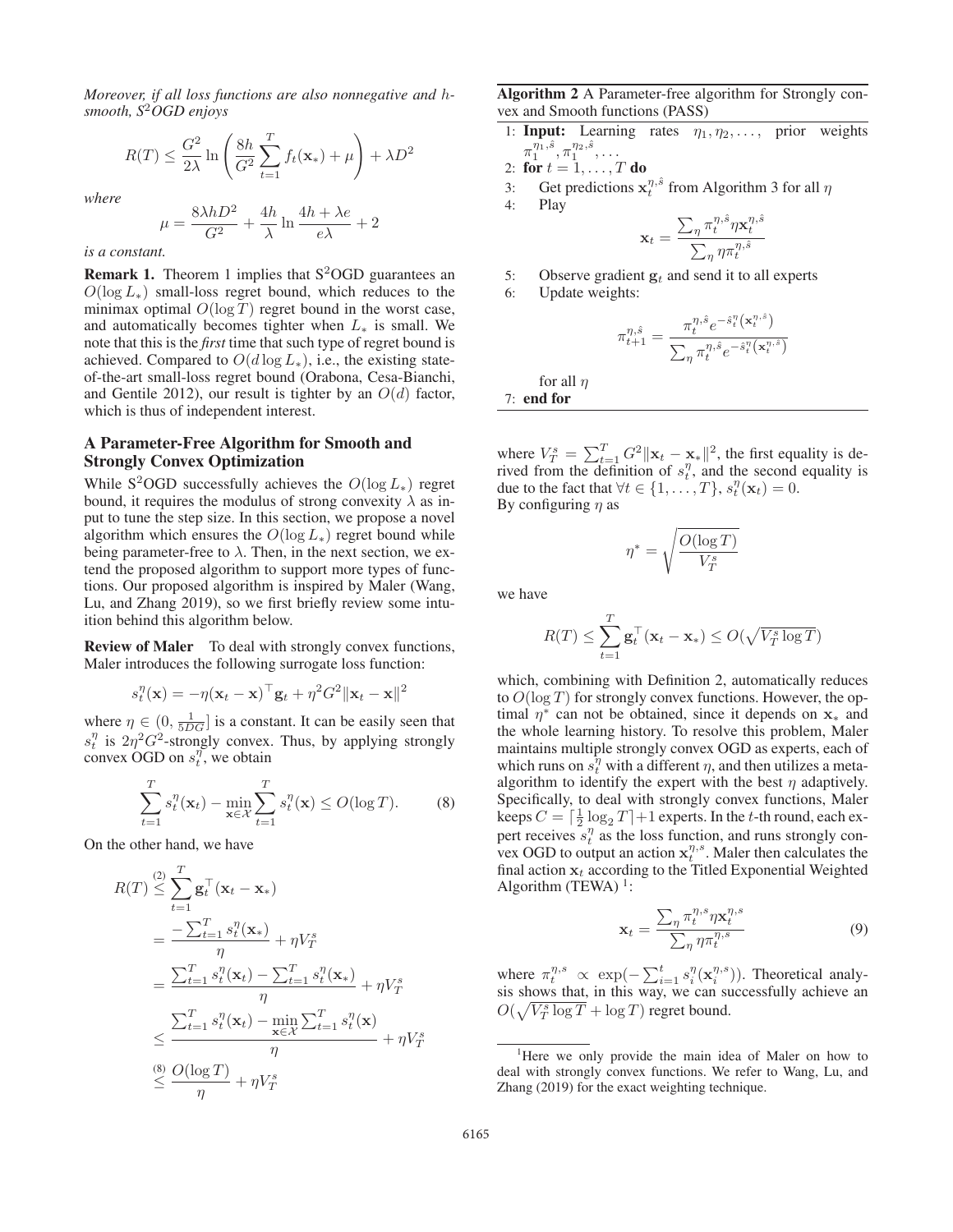*Moreover, if all loss functions are also nonnegative and $h$-smooth, S²OGD enjoys*

$$R(T) \leq \frac{G^2}{2\lambda} \ln\left(\frac{8h}{G^2}\sum_{t=1}^{T} f_t(\mathbf{x}_*) + \mu\right) + \lambda D^2$$

*where*

$$\mu = \frac{8\lambda h D^2}{G^2} + \frac{4h}{\lambda}\ln\frac{4h+\lambda e}{e\lambda} + 2$$

*is a constant.*

**Remark 1.** Theorem 1 implies that S²OGD guarantees an $O(\log L_*)$ small-loss regret bound, which reduces to the minimax optimal $O(\log T)$ regret bound in the worst case, and automatically becomes tighter when $L_*$ is small. We note that this is the ***first*** time that such type of regret bound is achieved. Compared to $O(d \log L_*)$, i.e., the existing state-of-the-art small-loss regret bound (Orabona, Cesa-Bianchi, and Gentile 2012), our result is tighter by an $O(d)$ factor, which is thus of independent interest.

## A Parameter-Free Algorithm for Smooth and Strongly Convex Optimization

While S²OGD successfully achieves the $O(\log L_*)$ regret bound, it requires the modulus of strong convexity $\lambda$ as input to tune the step size. In this section, we propose a novel algorithm which ensures the $O(\log L_*)$ regret bound while being parameter-free to $\lambda$. Then, in the next section, we extend the proposed algorithm to support more types of functions. Our proposed algorithm is inspired by Maler (Wang, Lu, and Zhang 2019), so we first briefly review some intuition behind this algorithm below.

**Review of Maler** To deal with strongly convex functions, Maler introduces the following surrogate loss function:

$$s_t^{\eta}(\mathbf{x}) = -\eta(\mathbf{x}_t - \mathbf{x})^{\top}\mathbf{g}_t + \eta^2 G^2 \|\mathbf{x}_t - \mathbf{x}\|^2$$

where $\eta \in (0, \frac{1}{5DG}]$ is a constant. It can be easily seen that $s_t^{\eta}$ is $2\eta^2 G^2$-strongly convex. Thus, by applying strongly convex OGD on $s_t^{\eta}$, we obtain

$$\sum_{t=1}^{T} s_t^{\eta}(\mathbf{x}_t) - \min_{\mathbf{x}\in\mathcal{X}} \sum_{t=1}^{T} s_t^{\eta}(\mathbf{x}) \leq O(\log T). \tag{8}$$

On the other hand, we have

$$\begin{aligned}
R(T) &\overset{(2)}{\leq} \sum_{t=1}^{T} \mathbf{g}_t^{\top}(\mathbf{x}_t - \mathbf{x}_*) \\
&= \frac{-\sum_{t=1}^{T} s_t^{\eta}(\mathbf{x}_*)}{\eta} + \eta V_T^s \\
&= \frac{\sum_{t=1}^{T} s_t^{\eta}(\mathbf{x}_t) - \sum_{t=1}^{T} s_t^{\eta}(\mathbf{x}_*)}{\eta} + \eta V_T^s \\
&\leq \frac{\sum_{t=1}^{T} s_t^{\eta}(\mathbf{x}_t) - \min_{\mathbf{x}\in\mathcal{X}} \sum_{t=1}^{T} s_t^{\eta}(\mathbf{x})}{\eta} + \eta V_T^s \\
&\overset{(8)}{\leq} \frac{O(\log T)}{\eta} + \eta V_T^s
\end{aligned}$$

where $V_T^s = \sum_{t=1}^{T} G^2 \|\mathbf{x}_t - \mathbf{x}_*\|^2$, the first equality is derived from the definition of $s_t^{\eta}$, and the second equality is due to the fact that $\forall t \in \{1,\ldots,T\}$, $s_t^{\eta}(\mathbf{x}_t) = 0$.
By configuring $\eta$ as

$$\eta^* = \sqrt{\frac{O(\log T)}{V_T^s}}$$

we have

$$R(T) \leq \sum_{t=1}^{T} \mathbf{g}_t^{\top}(\mathbf{x}_t - \mathbf{x}_*) \leq O(\sqrt{V_T^s \log T})$$

which, combining with Definition 2, automatically reduces to $O(\log T)$ for strongly convex functions. However, the optimal $\eta^*$ can not be obtained, since it depends on $\mathbf{x}_*$ and the whole learning history. To resolve this problem, Maler maintains multiple strongly convex OGD as experts, each of which runs on $s_t^{\eta}$ with a different $\eta$, and then utilizes a meta-algorithm to identify the expert with the best $\eta$ adaptively. Specifically, to deal with strongly convex functions, Maler keeps $C = \lceil \frac{1}{2}\log_2 T \rceil + 1$ experts. In the $t$-th round, each expert receives $s_t^{\eta}$ as the loss function, and runs strongly convex OGD to output an action $\mathbf{x}_t^{\eta,s}$. Maler then calculates the final action $\mathbf{x}_t$ according to the Titled Exponential Weighted Algorithm (TEWA) [1]:

$$\mathbf{x}_t = \frac{\sum_{\eta} \pi_t^{\eta,s} \eta \mathbf{x}_t^{\eta,s}}{\sum_{\eta} \eta \pi_t^{\eta,s}} \tag{9}$$

where $\pi_t^{\eta,s} \propto \exp(-\sum_{i=1}^{t} s_i^{\eta}(\mathbf{x}_i^{\eta,s}))$. Theoretical analysis shows that, in this way, we can successfully achieve an $O(\sqrt{V_T^s \log T} + \log T)$ regret bound.

[1] Here we only provide the main idea of Maler on how to deal with strongly convex functions. We refer to Wang, Lu, and Zhang (2019) for the exact weighting technique.

---

**Algorithm 2** A Parameter-free algorithm for Strongly convex and Smooth functions (PASS)

1: **Input:** Learning rates $\eta_1, \eta_2, \ldots$, prior weights $\pi_1^{\eta_1,\hat{s}}, \pi_1^{\eta_2,\hat{s}}, \ldots$
2: **for** $t = 1, \ldots, T$ **do**
3: Get predictions $\mathbf{x}_t^{\eta,\hat{s}}$ from Algorithm 3 for all $\eta$
4: Play
$$\mathbf{x}_t = \frac{\sum_{\eta} \pi_t^{\eta,\hat{s}} \eta \mathbf{x}_t^{\eta,\hat{s}}}{\sum_{\eta} \eta \pi_t^{\eta,\hat{s}}}$$
5: Observe gradient $\mathbf{g}_t$ and send it to all experts
6: Update weights:
$$\pi_{t+1}^{\eta,\hat{s}} = \frac{\pi_t^{\eta,\hat{s}} e^{-\hat{s}_t^{\eta}(\mathbf{x}_t^{\eta,\hat{s}})}}{\sum_{\eta} \pi_t^{\eta,\hat{s}} e^{-\hat{s}_t^{\eta}(\mathbf{x}_t^{\eta,\hat{s}})}}$$
for all $\eta$
7: **end for**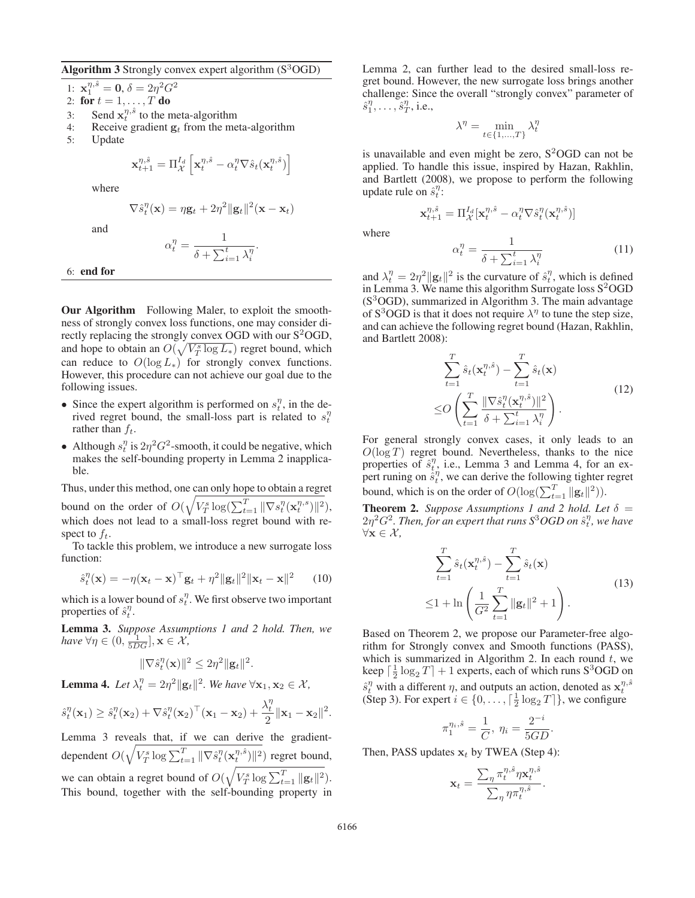**Algorithm 3** Strongly convex expert algorithm (S$^3$OGD)

1: $\mathbf{x}_1^{\eta,\hat{s}} = \mathbf{0}$, $\delta = 2\eta^2 G^2$
2: **for** $t = 1, \ldots, T$ **do**
3: Send $\mathbf{x}_t^{\eta,\hat{s}}$ to the meta-algorithm
4: Receive gradient $\mathbf{g}_t$ from the meta-algorithm
5: Update

$$\mathbf{x}_{t+1}^{\eta,\hat{s}} = \Pi_{\mathcal{X}}^{I_d}\left[\mathbf{x}_t^{\eta,\hat{s}} - \alpha_t^\eta \nabla \hat{s}_t(\mathbf{x}_t^{\eta,\hat{s}})\right]$$

where

$$\nabla \hat{s}_t^\eta(\mathbf{x}) = \eta \mathbf{g}_t + 2\eta^2\|\mathbf{g}_t\|^2(\mathbf{x} - \mathbf{x}_t)$$

and

$$\alpha_t^\eta = \frac{1}{\delta + \sum_{i=1}^t \lambda_i^\eta}.$$

6: **end for**

**Our Algorithm** Following Maler, to exploit the smoothness of strongly convex loss functions, one may consider directly replacing the strongly convex OGD with our S$^2$OGD, and hope to obtain an $O(\sqrt{V_T^s \log L_*})$ regret bound, which can reduce to $O(\log L_*)$ for strongly convex functions. However, this procedure can not achieve our goal due to the following issues.

- Since the expert algorithm is performed on $s_t^\eta$, in the derived regret bound, the small-loss part is related to $s_t^\eta$ rather than $f_t$.
- Although $s_t^\eta$ is $2\eta^2G^2$-smooth, it could be negative, which makes the self-bounding property in Lemma 2 inapplicable.

Thus, under this method, one can only hope to obtain a regret bound on the order of $O(\sqrt{V_T^s \log(\sum_{t=1}^T \|\nabla s_t^\eta(\mathbf{x}_t^{\eta,s})\|^2}))$, which does not lead to a small-loss regret bound with respect to $f_t$.

To tackle this problem, we introduce a new surrogate loss function:

$$\hat{s}_t^\eta(\mathbf{x}) = -\eta(\mathbf{x}_t - \mathbf{x})^\top \mathbf{g}_t + \eta^2\|\mathbf{g}_t\|^2\|\mathbf{x}_t - \mathbf{x}\|^2 \qquad (10)$$

which is a lower bound of $s_t^\eta$. We first observe two important properties of $\hat{s}_t^\eta$.

**Lemma 3.** *Suppose Assumptions 1 and 2 hold. Then, we have* $\forall \eta \in (0, \frac{1}{5DG}], \mathbf{x} \in \mathcal{X}$,

$$\|\nabla \hat{s}_t^\eta(\mathbf{x})\|^2 \leq 2\eta^2\|\mathbf{g}_t\|^2.$$

**Lemma 4.** *Let* $\lambda_t^\eta = 2\eta^2\|\mathbf{g}_t\|^2$. *We have* $\forall \mathbf{x}_1, \mathbf{x}_2 \in \mathcal{X}$,

$$\hat{s}_t^\eta(\mathbf{x}_1) \geq \hat{s}_t^\eta(\mathbf{x}_2) + \nabla \hat{s}_t^\eta(\mathbf{x}_2)^\top(\mathbf{x}_1 - \mathbf{x}_2) + \frac{\lambda_t^\eta}{2}\|\mathbf{x}_1 - \mathbf{x}_2\|^2.$$

Lemma 3 reveals that, if we can derive the gradient-dependent $O(\sqrt{V_T^s \log \sum_{t=1}^T \|\nabla \hat{s}_t^\eta(\mathbf{x}_t^{\eta,\hat{s}})\|^2})$ regret bound, we can obtain a regret bound of $O(\sqrt{V_T^s \log \sum_{t=1}^T \|\mathbf{g}_t\|^2})$. This bound, together with the self-bounding property in Lemma 2, can further lead to the desired small-loss regret bound. However, the new surrogate loss brings another challenge: Since the overall "strongly convex" parameter of $\hat{s}_1^\eta, \ldots, \hat{s}_T^\eta$, i.e.,

$$\lambda^\eta = \min_{t \in \{1,\ldots,T\}} \lambda_t^\eta$$

is unavailable and even might be zero, S$^2$OGD can not be applied. To handle this issue, inspired by Hazan, Rakhlin, and Bartlett (2008), we propose to perform the following update rule on $\hat{s}_t^\eta$:

$$\mathbf{x}_{t+1}^{\eta,\hat{s}} = \Pi_{\mathcal{X}}^{I_d}[\mathbf{x}_t^{\eta,\hat{s}} - \alpha_t^\eta \nabla \hat{s}_t^\eta(\mathbf{x}_t^{\eta,\hat{s}})]$$

where

$$\alpha_t^\eta = \frac{1}{\delta + \sum_{i=1}^t \lambda_i^\eta} \qquad (11)$$

and $\lambda_t^\eta = 2\eta^2\|\mathbf{g}_t\|^2$ is the curvature of $\hat{s}_t^\eta$, which is defined in Lemma 3. We name this algorithm Surrogate loss S$^2$OGD (S$^3$OGD), summarized in Algorithm 3. The main advantage of S$^3$OGD is that it does not require $\lambda^\eta$ to tune the step size, and can achieve the following regret bound (Hazan, Rakhlin, and Bartlett 2008):

$$\begin{aligned}&\sum_{t=1}^T \hat{s}_t(\mathbf{x}_t^{\eta,\hat{s}}) - \sum_{t=1}^T \hat{s}_t(\mathbf{x}) \\ \leq& O\left(\sum_{t=1}^T \frac{\|\nabla \hat{s}_t^\eta(\mathbf{x}_t^{\eta,\hat{s}})\|^2}{\delta + \sum_{i=1}^t \lambda_i^\eta}\right).\end{aligned} \qquad (12)$$

For general strongly convex cases, it only leads to an $O(\log T)$ regret bound. Nevertheless, thanks to the nice properties of $\hat{s}_t^\eta$, i.e., Lemma 3 and Lemma 4, for an expert runing on $\hat{s}_t^\eta$, we can derive the following tighter regret bound, which is on the order of $O(\log(\sum_{t=1}^T \|\mathbf{g}_t\|^2))$.

**Theorem 2.** *Suppose Assumptions 1 and 2 hold. Let* $\delta = 2\eta^2G^2$. *Then, for an expert that runs S$^3$OGD on $\hat{s}_t^\eta$, we have* $\forall \mathbf{x} \in \mathcal{X}$,

$$\begin{aligned}&\sum_{t=1}^T \hat{s}_t(\mathbf{x}_t^{\eta,\hat{s}}) - \sum_{t=1}^T \hat{s}_t(\mathbf{x}) \\ \leq& 1 + \ln\left(\frac{1}{G^2}\sum_{t=1}^T \|\mathbf{g}_t\|^2 + 1\right).\end{aligned} \qquad (13)$$

Based on Theorem 2, we propose our Parameter-free algorithm for Strongly convex and Smooth functions (PASS), which is summarized in Algorithm 2. In each round $t$, we keep $\lceil \frac{1}{2}\log_2 T \rceil + 1$ experts, each of which runs S$^3$OGD on $\hat{s}_t^\eta$ with a different $\eta$, and outputs an action, denoted as $\mathbf{x}_t^{\eta,\hat{s}}$ (Step 3). For expert $i \in \{0, \ldots, \lceil \frac{1}{2}\log_2 T \rceil\}$, we configure

$$\pi_1^{\eta_i,\hat{s}} = \frac{1}{C},\ \eta_i = \frac{2^{-i}}{5GD}.$$

Then, PASS updates $\mathbf{x}_t$ by TWEA (Step 4):

$$\mathbf{x}_t = \frac{\sum_\eta \pi_t^{\eta,\hat{s}} \eta \mathbf{x}_t^{\eta,\hat{s}}}{\sum_\eta \eta \pi_t^{\eta,\hat{s}}}.$$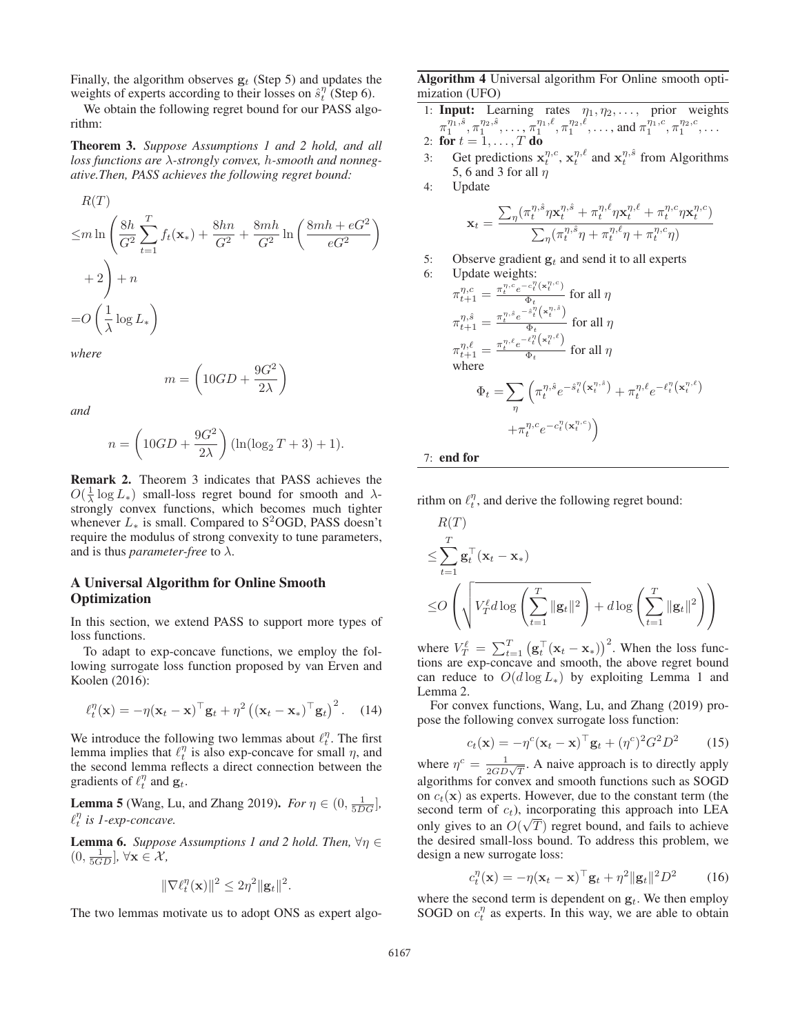Finally, the algorithm observes $\mathbf{g}_t$ (Step 5) and updates the weights of experts according to their losses on $\hat{s}_t^\eta$ (Step 6).

We obtain the following regret bound for our PASS algorithm:

**Theorem 3.** *Suppose Assumptions 1 and 2 hold, and all loss functions are $\lambda$-strongly convex, $h$-smooth and nonnegative.Then, PASS achieves the following regret bound:*

$$
\begin{aligned}
&R(T) \\
\leq & m \ln\left(\frac{8h}{G^2}\sum_{t=1}^T f_t(\mathbf{x}_*) + \frac{8hn}{G^2} + \frac{8mh}{G^2}\ln\left(\frac{8mh+eG^2}{eG^2}\right) \right. \\
& \left. + 2\right) + n \\
= & O\left(\frac{1}{\lambda}\log L_*\right)
\end{aligned}
$$

*where*

$$
m = \left(10GD + \frac{9G^2}{2\lambda}\right)
$$

*and*

$$
n = \left(10GD + \frac{9G^2}{2\lambda}\right)(\ln(\log_2 T + 3) + 1).
$$

**Remark 2.** Theorem 3 indicates that PASS achieves the $O(\frac{1}{\lambda}\log L_*)$ small-loss regret bound for smooth and $\lambda$-strongly convex functions, which becomes much tighter whenever $L_*$ is small. Compared to S$^2$OGD, PASS doesn't require the modulus of strong convexity to tune parameters, and is thus *parameter-free* to $\lambda$.

## A Universal Algorithm for Online Smooth Optimization

In this section, we extend PASS to support more types of loss functions.

To adapt to exp-concave functions, we employ the following surrogate loss function proposed by van Erven and Koolen (2016):

$$
\ell_t^\eta(\mathbf{x}) = -\eta(\mathbf{x}_t - \mathbf{x})^\top \mathbf{g}_t + \eta^2\left((\mathbf{x}_t - \mathbf{x}_*)^\top \mathbf{g}_t\right)^2. \quad (14)
$$

We introduce the following two lemmas about $\ell_t^\eta$. The first lemma implies that $\ell_t^\eta$ is also exp-concave for small $\eta$, and the second lemma reflects a direct connection between the gradients of $\ell_t^\eta$ and $\mathbf{g}_t$.

**Lemma 5** (Wang, Lu, and Zhang 2019). *For $\eta \in (0, \frac{1}{5DG}]$, $\ell_t^\eta$ is 1-exp-concave.*

**Lemma 6.** *Suppose Assumptions 1 and 2 hold. Then, $\forall \eta \in (0, \frac{1}{5GD}]$, $\forall \mathbf{x} \in \mathcal{X}$,*

$$
\|\nabla \ell_t^\eta(\mathbf{x})\|^2 \leq 2\eta^2\|\mathbf{g}_t\|^2.
$$

The two lemmas motivate us to adopt ONS as expert algorithm on $\ell_t^\eta$, and derive the following regret bound:

$$
\begin{aligned}
&R(T) \\
\leq & \sum_{t=1}^T \mathbf{g}_t^\top(\mathbf{x}_t - \mathbf{x}_*) \\
\leq & O\left(\sqrt{V_T^\ell d \log\left(\sum_{t=1}^T \|\mathbf{g}_t\|^2\right)} + d\log\left(\sum_{t=1}^T \|\mathbf{g}_t\|^2\right)\right)
\end{aligned}
$$

where $V_T^\ell = \sum_{t=1}^T \left(\mathbf{g}_t^\top(\mathbf{x}_t - \mathbf{x}_*)\right)^2$. When the loss functions are exp-concave and smooth, the above regret bound can reduce to $O(d\log L_*)$ by exploiting Lemma 1 and Lemma 2.

For convex functions, Wang, Lu, and Zhang (2019) propose the following convex surrogate loss function:

$$
c_t(\mathbf{x}) = -\eta^c(\mathbf{x}_t - \mathbf{x})^\top \mathbf{g}_t + (\eta^c)^2 G^2 D^2 \quad (15)
$$

where $\eta^c = \frac{1}{2GD\sqrt{T}}$. A naive approach is to directly apply algorithms for convex and smooth functions such as SOGD on $c_t(\mathbf{x})$ as experts. However, due to the constant term (the second term of $c_t$), incorporating this approach into LEA only gives to an $O(\sqrt{T})$ regret bound, and fails to achieve the desired small-loss bound. To address this problem, we design a new surrogate loss:

$$
c_t^\eta(\mathbf{x}) = -\eta(\mathbf{x}_t - \mathbf{x})^\top \mathbf{g}_t + \eta^2\|\mathbf{g}_t\|^2 D^2 \quad (16)
$$

where the second term is dependent on $\mathbf{g}_t$. We then employ SOGD on $c_t^\eta$ as experts. In this way, we are able to obtain

---

**Algorithm 4** Universal algorithm For Online smooth optimization (UFO)

1: **Input:** Learning rates $\eta_1, \eta_2, \ldots$, prior weights $\pi_1^{\eta_1,\hat{s}}, \pi_1^{\eta_2,\hat{s}}, \ldots, \pi_1^{\eta_1,\ell}, \pi_1^{\eta_2,\ell}, \ldots$, and $\pi_1^{\eta_1,c}, \pi_1^{\eta_2,c}, \ldots$

2: **for** $t = 1, \ldots, T$ **do**

3: Get predictions $\mathbf{x}_t^{\eta,c}$, $\mathbf{x}_t^{\eta,\ell}$ and $\mathbf{x}_t^{\eta,\hat{s}}$ from Algorithms 5, 6 and 3 for all $\eta$

4: Update

$$
\mathbf{x}_t = \frac{\sum_\eta(\pi_t^{\eta,\hat{s}}\eta\mathbf{x}_t^{\eta,\hat{s}} + \pi_t^{\eta,\ell}\eta\mathbf{x}_t^{\eta,\ell} + \pi_t^{\eta,c}\eta\mathbf{x}_t^{\eta,c})}{\sum_\eta(\pi_t^{\eta,\hat{s}}\eta + \pi_t^{\eta,\ell}\eta + \pi_t^{\eta,c}\eta)}
$$

5: Observe gradient $\mathbf{g}_t$ and send it to all experts

6: Update weights:

$\pi_{t+1}^{\eta,c} = \frac{\pi_t^{\eta,c}e^{-c_t^\eta(\mathbf{x}_t^{\eta,c})}}{\Phi_t}$ for all $\eta$

$\pi_{t+1}^{\eta,\hat{s}} = \frac{\pi_t^{\eta,\hat{s}}e^{-\hat{s}_t^\eta\left(\mathbf{x}_t^{\eta,\hat{s}}\right)}}{\Phi_t}$ for all $\eta$

$\pi_{t+1}^{\eta,\ell} = \frac{\pi_t^{\eta,\ell}e^{-\ell_t^\eta\left(\mathbf{x}_t^{\eta,\ell}\right)}}{\Phi_t}$ for all $\eta$

where

$$
\begin{aligned}
\Phi_t = & \sum_\eta \left(\pi_t^{\eta,\hat{s}}e^{-\hat{s}_t^\eta\left(\mathbf{x}_t^{\eta,\hat{s}}\right)} + \pi_t^{\eta,\ell}e^{-\ell_t^\eta\left(\mathbf{x}_t^{\eta,\ell}\right)} \right. \\
& \left. + \pi_t^{\eta,c}e^{-c_t^\eta(\mathbf{x}_t^{\eta,c})}\right)
\end{aligned}
$$

7: **end for**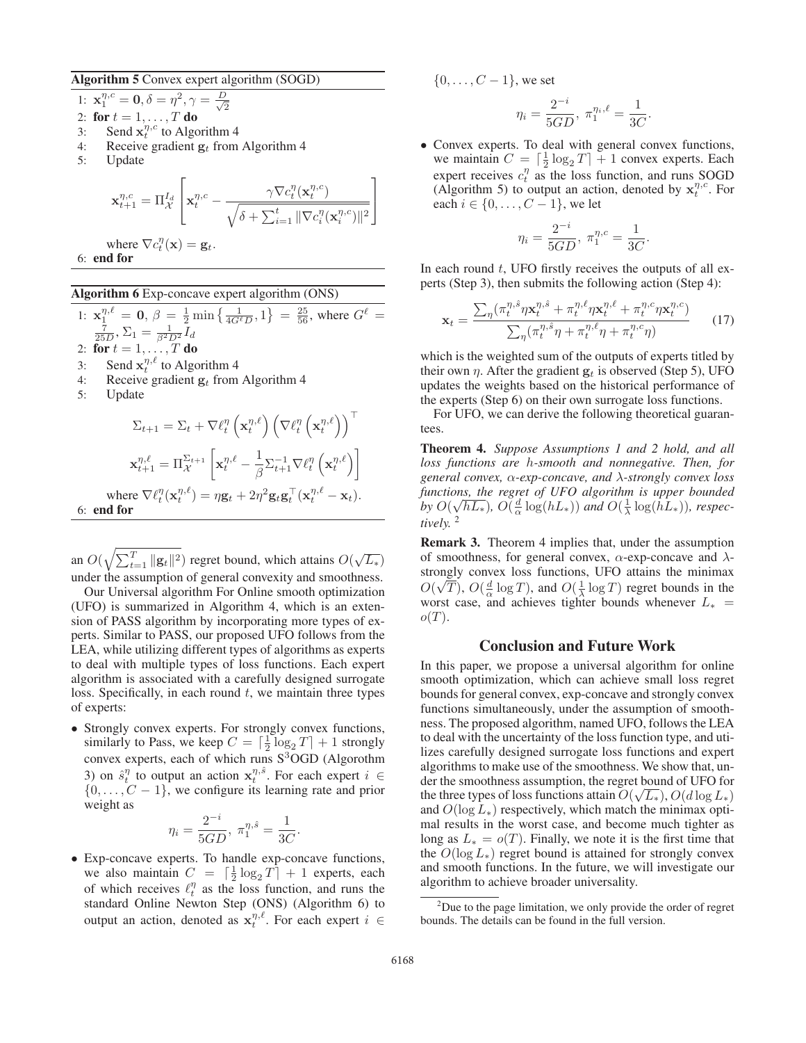**Algorithm 5** Convex expert algorithm (SOGD)

1: $\mathbf{x}_1^{\eta,c} = \mathbf{0}, \delta = \eta^2, \gamma = \frac{D}{\sqrt{2}}$
2: **for** $t = 1, \ldots, T$ **do**
3: Send $\mathbf{x}_t^{\eta,c}$ to Algorithm 4
4: Receive gradient $\mathbf{g}_t$ from Algorithm 4
5: Update

$$\mathbf{x}_{t+1}^{\eta,c} = \Pi_{\mathcal{X}}^{I_d}\left[\mathbf{x}_t^{\eta,c} - \frac{\gamma \nabla c_t^{\eta}(\mathbf{x}_t^{\eta,c})}{\sqrt{\delta + \sum_{i=1}^{t} \|\nabla c_i^{\eta}(\mathbf{x}_i^{\eta,c})\|^2}}\right]$$

where $\nabla c_t^{\eta}(\mathbf{x}) = \mathbf{g}_t$.
6: **end for**

**Algorithm 6** Exp-concave expert algorithm (ONS)

1: $\mathbf{x}_1^{\eta,\ell} = \mathbf{0}$, $\beta = \frac{1}{2}\min\left\{\frac{1}{4G^{\ell}D}, 1\right\} = \frac{25}{56}$, where $G^{\ell} = \frac{7}{25D}$, $\Sigma_1 = \frac{1}{\beta^2 D^2} I_d$
2: **for** $t = 1, \ldots, T$ **do**
3: Send $\mathbf{x}_t^{\eta,\ell}$ to Algorithm 4
4: Receive gradient $\mathbf{g}_t$ from Algorithm 4
5: Update

$$\Sigma_{t+1} = \Sigma_t + \nabla \ell_t^{\eta}\left(\mathbf{x}_t^{\eta,\ell}\right)\left(\nabla \ell_t^{\eta}\left(\mathbf{x}_t^{\eta,\ell}\right)\right)^{\top}$$

$$\mathbf{x}_{t+1}^{\eta,\ell} = \Pi_{\mathcal{X}}^{\Sigma_{t+1}}\left[\mathbf{x}_t^{\eta,\ell} - \frac{1}{\beta}\Sigma_{t+1}^{-1}\nabla \ell_t^{\eta}\left(\mathbf{x}_t^{\eta,\ell}\right)\right]$$

where $\nabla \ell_t^{\eta}(\mathbf{x}_t^{\eta,\ell}) = \eta \mathbf{g}_t + 2\eta^2 \mathbf{g}_t \mathbf{g}_t^{\top}(\mathbf{x}_t^{\eta,\ell} - \mathbf{x}_t)$.
6: **end for**

an $O(\sqrt{\sum_{t=1}^{T}\|\mathbf{g}_t\|^2})$ regret bound, which attains $O(\sqrt{L_*})$ under the assumption of general convexity and smoothness.

Our Universal algorithm For Online smooth optimization (UFO) is summarized in Algorithm 4, which is an extension of PASS algorithm by incorporating more types of experts. Similar to PASS, our proposed UFO follows from the LEA, while utilizing different types of algorithms as experts to deal with multiple types of loss functions. Each expert algorithm is associated with a carefully designed surrogate loss. Specifically, in each round $t$, we maintain three types of experts:

- Strongly convex experts. For strongly convex functions, similarly to Pass, we keep $C = \lceil \frac{1}{2}\log_2 T \rceil + 1$ strongly convex experts, each of which runs S$^3$OGD (Algorothm 3) on $\hat{s}_t^{\eta}$ to output an action $\mathbf{x}_t^{\eta,\hat{s}}$. For each expert $i \in \{0, \ldots, C-1\}$, we configure its learning rate and prior weight as
$$\eta_i = \frac{2^{-i}}{5GD},\ \pi_1^{\eta,\hat{s}} = \frac{1}{3C}.$$
- Exp-concave experts. To handle exp-concave functions, we also maintain $C = \lceil \frac{1}{2}\log_2 T \rceil + 1$ experts, each of which receives $\ell_t^{\eta}$ as the loss function, and runs the standard Online Newton Step (ONS) (Algorithm 6) to output an action, denoted as $\mathbf{x}_t^{\eta,\ell}$. For each expert $i \in \{0, \ldots, C-1\}$, we set
$$\eta_i = \frac{2^{-i}}{5GD},\ \pi_1^{\eta_i,\ell} = \frac{1}{3C}.$$
- Convex experts. To deal with general convex functions, we maintain $C = \lceil \frac{1}{2}\log_2 T \rceil + 1$ convex experts. Each expert receives $c_t^{\eta}$ as the loss function, and runs SOGD (Algorithm 5) to output an action, denoted by $\mathbf{x}_t^{\eta,c}$. For each $i \in \{0, \ldots, C-1\}$, we let
$$\eta_i = \frac{2^{-i}}{5GD},\ \pi_1^{\eta,c} = \frac{1}{3C}.$$

In each round $t$, UFO firstly receives the outputs of all experts (Step 3), then submits the following action (Step 4):

$$\mathbf{x}_t = \frac{\sum_{\eta}(\pi_t^{\eta,\hat{s}}\eta\mathbf{x}_t^{\eta,\hat{s}} + \pi_t^{\eta,\ell}\eta\mathbf{x}_t^{\eta,\ell} + \pi_t^{\eta,c}\eta\mathbf{x}_t^{\eta,c})}{\sum_{\eta}(\pi_t^{\eta,\hat{s}}\eta + \pi_t^{\eta,\ell}\eta + \pi_t^{\eta,c}\eta)} \tag{17}$$

which is the weighted sum of the outputs of experts titled by their own $\eta$. After the gradient $\mathbf{g}_t$ is observed (Step 5), UFO updates the weights based on the historical performance of the experts (Step 6) on their own surrogate loss functions.

For UFO, we can derive the following theoretical guarantees.

**Theorem 4.** *Suppose Assumptions 1 and 2 hold, and all loss functions are $h$-smooth and nonnegative. Then, for general convex, $\alpha$-exp-concave, and $\lambda$-strongly convex loss functions, the regret of UFO algorithm is upper bounded by $O(\sqrt{hL_*})$, $O(\frac{d}{\alpha}\log(hL_*))$ and $O(\frac{1}{\lambda}\log(hL_*))$, respectively.* [2]

**Remark 3.** Theorem 4 implies that, under the assumption of smoothness, for general convex, $\alpha$-exp-concave and $\lambda$-strongly convex loss functions, UFO attains the minimax $O(\sqrt{T})$, $O(\frac{d}{\alpha}\log T)$, and $O(\frac{1}{\lambda}\log T)$ regret bounds in the worst case, and achieves tighter bounds whenever $L_* = o(T)$.

## Conclusion and Future Work

In this paper, we propose a universal algorithm for online smooth optimization, which can achieve small loss regret bounds for general convex, exp-concave and strongly convex functions simultaneously, under the assumption of smoothness. The proposed algorithm, named UFO, follows the LEA to deal with the uncertainty of the loss function type, and utilizes carefully designed surrogate loss functions and expert algorithms to make use of the smoothness. We show that, under the smoothness assumption, the regret bound of UFO for the three types of loss functions attain $O(\sqrt{L_*})$, $O(d\log L_*)$ and $O(\log L_*)$ respectively, which match the minimax optimal results in the worst case, and become much tighter as long as $L_* = o(T)$. Finally, we note it is the first time that the $O(\log L_*)$ regret bound is attained for strongly convex and smooth functions. In the future, we will investigate our algorithm to achieve broader universality.

[2] Due to the page limitation, we only provide the order of regret bounds. The details can be found in the full version.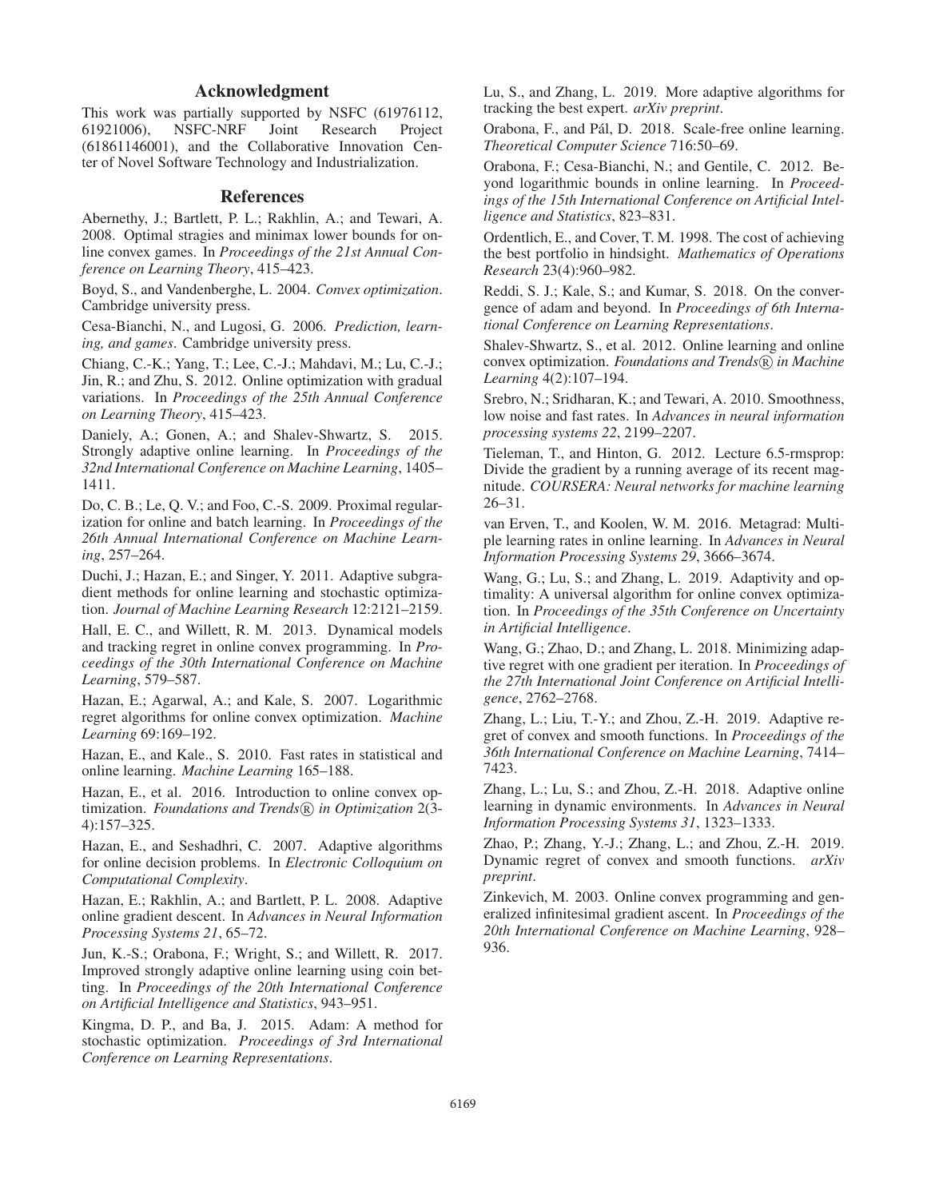## Acknowledgment

This work was partially supported by NSFC (61976112, 61921006), NSFC-NRF Joint Research Project (61861146001), and the Collaborative Innovation Center of Novel Software Technology and Industrialization.

## References

Abernethy, J.; Bartlett, P. L.; Rakhlin, A.; and Tewari, A. 2008. Optimal stragies and minimax lower bounds for online convex games. In *Proceedings of the 21st Annual Conference on Learning Theory*, 415–423.

Boyd, S., and Vandenberghe, L. 2004. *Convex optimization*. Cambridge university press.

Cesa-Bianchi, N., and Lugosi, G. 2006. *Prediction, learning, and games*. Cambridge university press.

Chiang, C.-K.; Yang, T.; Lee, C.-J.; Mahdavi, M.; Lu, C.-J.; Jin, R.; and Zhu, S. 2012. Online optimization with gradual variations. In *Proceedings of the 25th Annual Conference on Learning Theory*, 415–423.

Daniely, A.; Gonen, A.; and Shalev-Shwartz, S. 2015. Strongly adaptive online learning. In *Proceedings of the 32nd International Conference on Machine Learning*, 1405–1411.

Do, C. B.; Le, Q. V.; and Foo, C.-S. 2009. Proximal regularization for online and batch learning. In *Proceedings of the 26th Annual International Conference on Machine Learning*, 257–264.

Duchi, J.; Hazan, E.; and Singer, Y. 2011. Adaptive subgradient methods for online learning and stochastic optimization. *Journal of Machine Learning Research* 12:2121–2159.

Hall, E. C., and Willett, R. M. 2013. Dynamical models and tracking regret in online convex programming. In *Proceedings of the 30th International Conference on Machine Learning*, 579–587.

Hazan, E.; Agarwal, A.; and Kale, S. 2007. Logarithmic regret algorithms for online convex optimization. *Machine Learning* 69:169–192.

Hazan, E., and Kale., S. 2010. Fast rates in statistical and online learning. *Machine Learning* 165–188.

Hazan, E., et al. 2016. Introduction to online convex optimization. *Foundations and Trends® in Optimization* 2(3-4):157–325.

Hazan, E., and Seshadhri, C. 2007. Adaptive algorithms for online decision problems. In *Electronic Colloquium on Computational Complexity*.

Hazan, E.; Rakhlin, A.; and Bartlett, P. L. 2008. Adaptive online gradient descent. In *Advances in Neural Information Processing Systems 21*, 65–72.

Jun, K.-S.; Orabona, F.; Wright, S.; and Willett, R. 2017. Improved strongly adaptive online learning using coin betting. In *Proceedings of the 20th International Conference on Artificial Intelligence and Statistics*, 943–951.

Kingma, D. P., and Ba, J. 2015. Adam: A method for stochastic optimization. *Proceedings of 3rd International Conference on Learning Representations*.

Lu, S., and Zhang, L. 2019. More adaptive algorithms for tracking the best expert. *arXiv preprint*.

Orabona, F., and Pál, D. 2018. Scale-free online learning. *Theoretical Computer Science* 716:50–69.

Orabona, F.; Cesa-Bianchi, N.; and Gentile, C. 2012. Beyond logarithmic bounds in online learning. In *Proceedings of the 15th International Conference on Artificial Intelligence and Statistics*, 823–831.

Ordentlich, E., and Cover, T. M. 1998. The cost of achieving the best portfolio in hindsight. *Mathematics of Operations Research* 23(4):960–982.

Reddi, S. J.; Kale, S.; and Kumar, S. 2018. On the convergence of adam and beyond. In *Proceedings of 6th International Conference on Learning Representations*.

Shalev-Shwartz, S., et al. 2012. Online learning and online convex optimization. *Foundations and Trends® in Machine Learning* 4(2):107–194.

Srebro, N.; Sridharan, K.; and Tewari, A. 2010. Smoothness, low noise and fast rates. In *Advances in neural information processing systems 22*, 2199–2207.

Tieleman, T., and Hinton, G. 2012. Lecture 6.5-rmsprop: Divide the gradient by a running average of its recent magnitude. *COURSERA: Neural networks for machine learning* 26–31.

van Erven, T., and Koolen, W. M. 2016. Metagrad: Multiple learning rates in online learning. In *Advances in Neural Information Processing Systems 29*, 3666–3674.

Wang, G.; Lu, S.; and Zhang, L. 2019. Adaptivity and optimality: A universal algorithm for online convex optimization. In *Proceedings of the 35th Conference on Uncertainty in Artificial Intelligence*.

Wang, G.; Zhao, D.; and Zhang, L. 2018. Minimizing adaptive regret with one gradient per iteration. In *Proceedings of the 27th International Joint Conference on Artificial Intelligence*, 2762–2768.

Zhang, L.; Liu, T.-Y.; and Zhou, Z.-H. 2019. Adaptive regret of convex and smooth functions. In *Proceedings of the 36th International Conference on Machine Learning*, 7414–7423.

Zhang, L.; Lu, S.; and Zhou, Z.-H. 2018. Adaptive online learning in dynamic environments. In *Advances in Neural Information Processing Systems 31*, 1323–1333.

Zhao, P.; Zhang, Y.-J.; Zhang, L.; and Zhou, Z.-H. 2019. Dynamic regret of convex and smooth functions. *arXiv preprint*.

Zinkevich, M. 2003. Online convex programming and generalized infinitesimal gradient ascent. In *Proceedings of the 20th International Conference on Machine Learning*, 928–936.